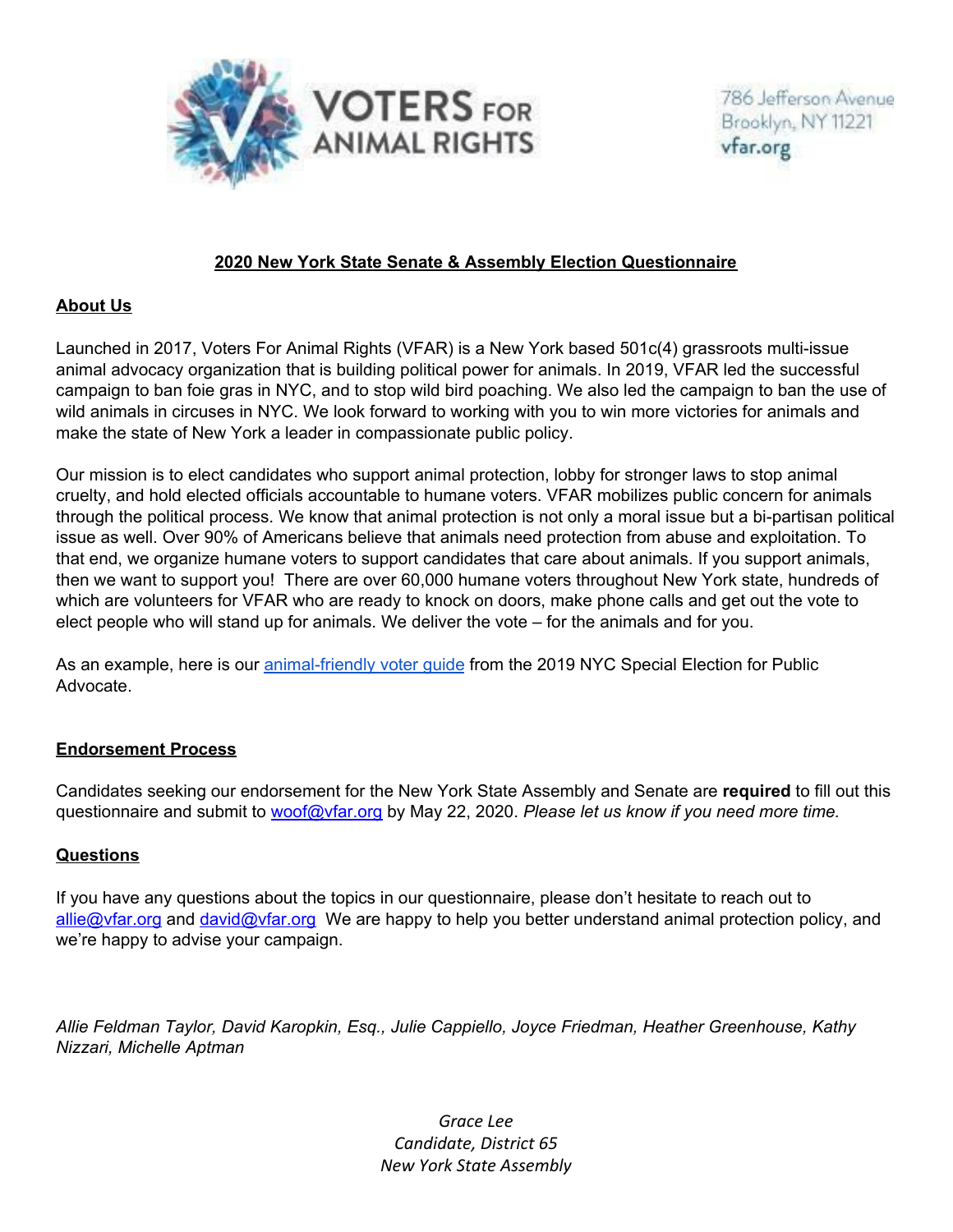VOTERS FOR ANIMAL RIGHTS

786 Jefferson Avenue
Brooklyn, NY 11221
vfar.org

## 2020 New York State Senate & Assembly Election Questionnaire

### About Us

Launched in 2017, Voters For Animal Rights (VFAR) is a New York based 501c(4) grassroots multi-issue animal advocacy organization that is building political power for animals. In 2019, VFAR led the successful campaign to ban foie gras in NYC, and to stop wild bird poaching. We also led the campaign to ban the use of wild animals in circuses in NYC. We look forward to working with you to win more victories for animals and make the state of New York a leader in compassionate public policy.

Our mission is to elect candidates who support animal protection, lobby for stronger laws to stop animal cruelty, and hold elected officials accountable to humane voters. VFAR mobilizes public concern for animals through the political process. We know that animal protection is not only a moral issue but a bi-partisan political issue as well. Over 90% of Americans believe that animals need protection from abuse and exploitation. To that end, we organize humane voters to support candidates that care about animals. If you support animals, then we want to support you! There are over 60,000 humane voters throughout New York state, hundreds of which are volunteers for VFAR who are ready to knock on doors, make phone calls and get out the vote to elect people who will stand up for animals. We deliver the vote – for the animals and for you.

As an example, here is our animal-friendly voter guide from the 2019 NYC Special Election for Public Advocate.

### Endorsement Process

Candidates seeking our endorsement for the New York State Assembly and Senate are **required** to fill out this questionnaire and submit to woof@vfar.org by May 22, 2020. *Please let us know if you need more time.*

### Questions

If you have any questions about the topics in our questionnaire, please don't hesitate to reach out to allie@vfar.org and david@vfar.org We are happy to help you better understand animal protection policy, and we're happy to advise your campaign.

*Allie Feldman Taylor, David Karopkin, Esq., Julie Cappiello, Joyce Friedman, Heather Greenhouse, Kathy Nizzari, Michelle Aptman*

*Grace Lee*
*Candidate, District 65*
*New York State Assembly*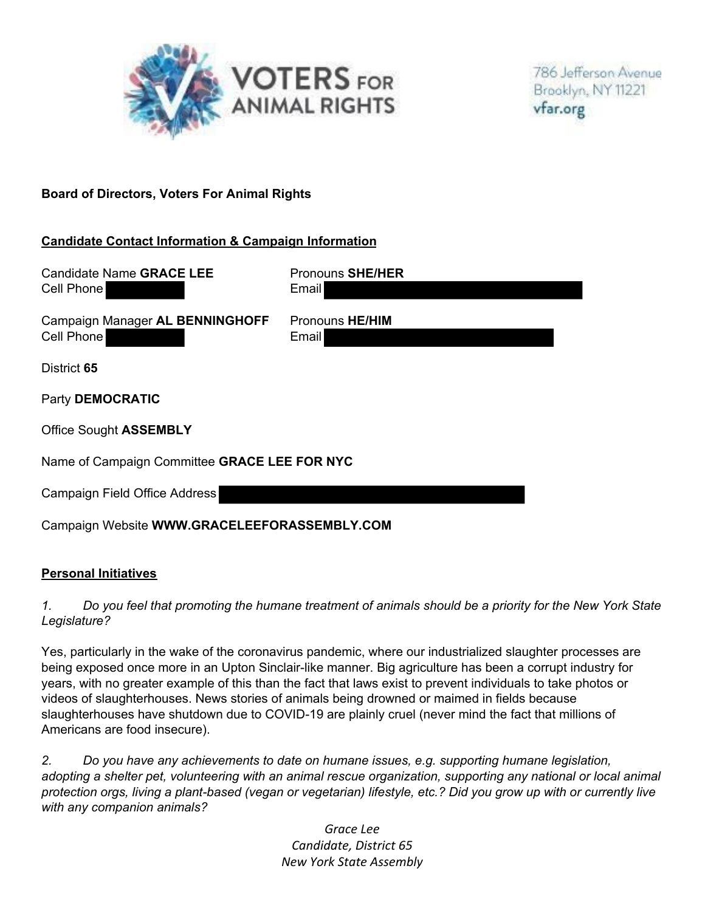VOTERS FOR ANIMAL RIGHTS

786 Jefferson Avenue
Brooklyn, NY 11221
vfar.org

**Board of Directors, Voters For Animal Rights**

**Candidate Contact Information & Campaign Information**

Candidate Name **GRACE LEE**
Pronouns **SHE/HER**
Cell Phone [REDACTED]
Email [REDACTED]

Campaign Manager **AL BENNINGHOFF**
Pronouns **HE/HIM**
Cell Phone [REDACTED]
Email [REDACTED]

District **65**

Party **DEMOCRATIC**

Office Sought **ASSEMBLY**

Name of Campaign Committee **GRACE LEE FOR NYC**

Campaign Field Office Address [REDACTED]

Campaign Website **WWW.GRACELEEFORASSEMBLY.COM**

**Personal Initiatives**

*1. Do you feel that promoting the humane treatment of animals should be a priority for the New York State Legislature?*

Yes, particularly in the wake of the coronavirus pandemic, where our industrialized slaughter processes are being exposed once more in an Upton Sinclair-like manner. Big agriculture has been a corrupt industry for years, with no greater example of this than the fact that laws exist to prevent individuals to take photos or videos of slaughterhouses. News stories of animals being drowned or maimed in fields because slaughterhouses have shutdown due to COVID-19 are plainly cruel (never mind the fact that millions of Americans are food insecure).

*2. Do you have any achievements to date on humane issues, e.g. supporting humane legislation, adopting a shelter pet, volunteering with an animal rescue organization, supporting any national or local animal protection orgs, living a plant-based (vegan or vegetarian) lifestyle, etc.? Did you grow up with or currently live with any companion animals?*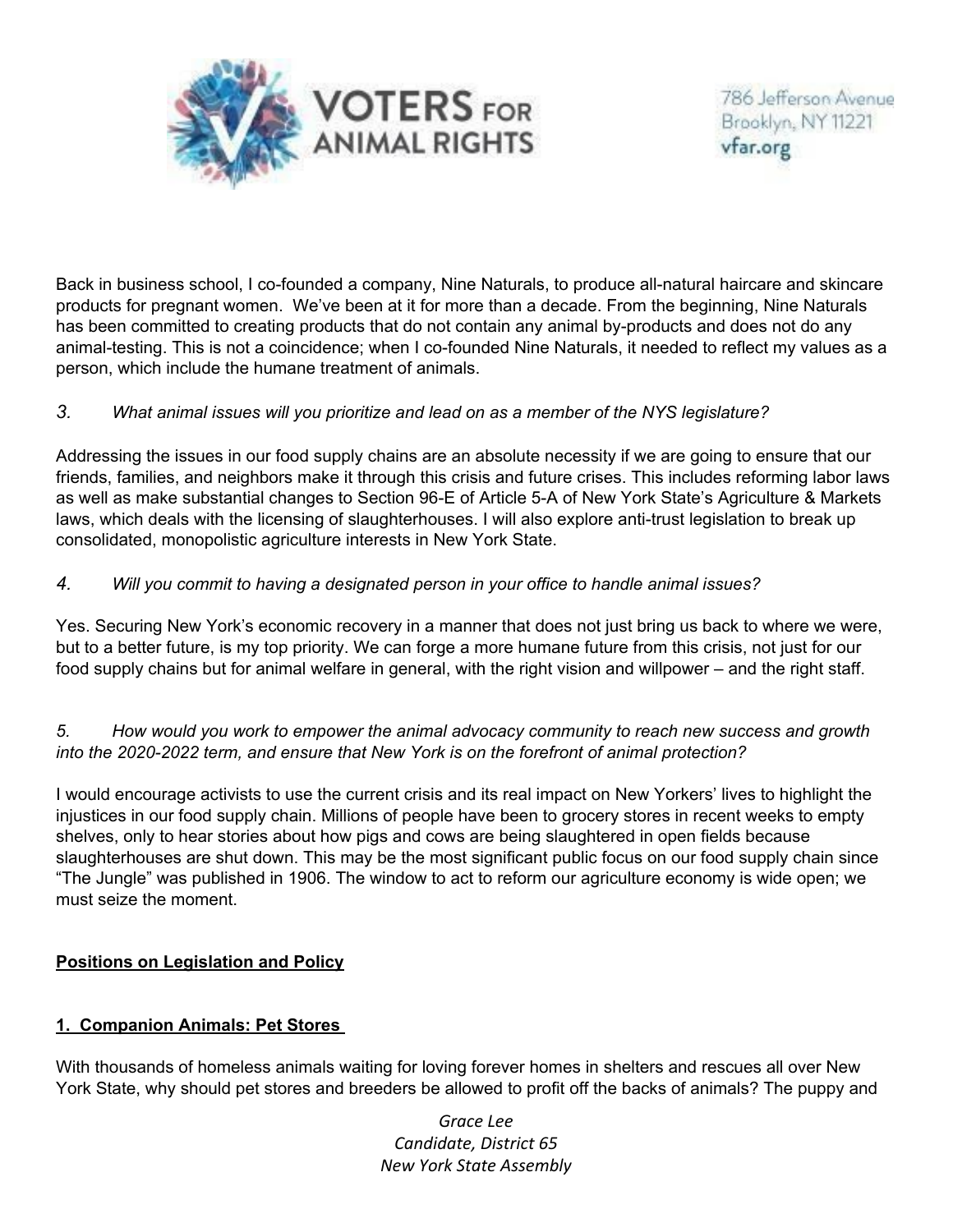Back in business school, I co-founded a company, Nine Naturals, to produce all-natural haircare and skincare products for pregnant women. We've been at it for more than a decade. From the beginning, Nine Naturals has been committed to creating products that do not contain any animal by-products and does not do any animal-testing. This is not a coincidence; when I co-founded Nine Naturals, it needed to reflect my values as a person, which include the humane treatment of animals.

*3. What animal issues will you prioritize and lead on as a member of the NYS legislature?*

Addressing the issues in our food supply chains are an absolute necessity if we are going to ensure that our friends, families, and neighbors make it through this crisis and future crises. This includes reforming labor laws as well as make substantial changes to Section 96-E of Article 5-A of New York State's Agriculture & Markets laws, which deals with the licensing of slaughterhouses. I will also explore anti-trust legislation to break up consolidated, monopolistic agriculture interests in New York State.

*4. Will you commit to having a designated person in your office to handle animal issues?*

Yes. Securing New York's economic recovery in a manner that does not just bring us back to where we were, but to a better future, is my top priority. We can forge a more humane future from this crisis, not just for our food supply chains but for animal welfare in general, with the right vision and willpower – and the right staff.

*5. How would you work to empower the animal advocacy community to reach new success and growth into the 2020-2022 term, and ensure that New York is on the forefront of animal protection?*

I would encourage activists to use the current crisis and its real impact on New Yorkers' lives to highlight the injustices in our food supply chain. Millions of people have been to grocery stores in recent weeks to empty shelves, only to hear stories about how pigs and cows are being slaughtered in open fields because slaughterhouses are shut down. This may be the most significant public focus on our food supply chain since "The Jungle" was published in 1906. The window to act to reform our agriculture economy is wide open; we must seize the moment.

**Positions on Legislation and Policy**

**1. Companion Animals: Pet Stores**

With thousands of homeless animals waiting for loving forever homes in shelters and rescues all over New York State, why should pet stores and breeders be allowed to profit off the backs of animals? The puppy and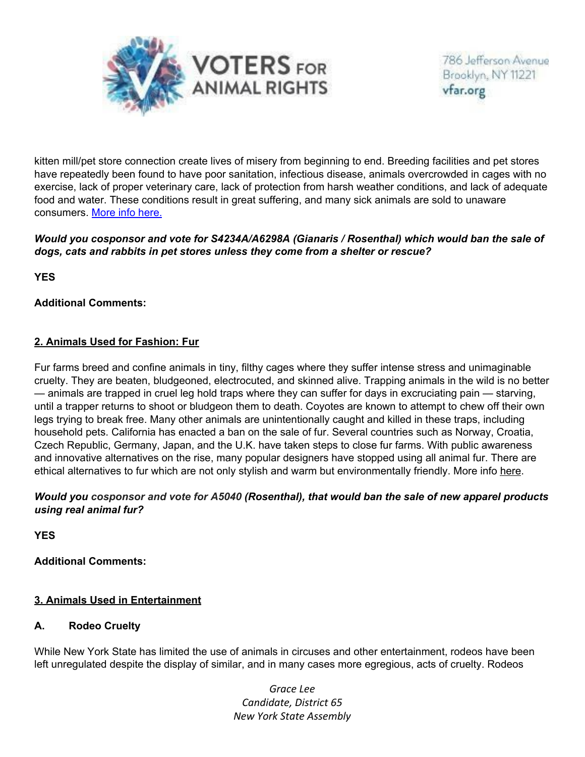kitten mill/pet store connection create lives of misery from beginning to end. Breeding facilities and pet stores have repeatedly been found to have poor sanitation, infectious disease, animals overcrowded in cages with no exercise, lack of proper veterinary care, lack of protection from harsh weather conditions, and lack of adequate food and water. These conditions result in great suffering, and many sick animals are sold to unaware consumers. More info here.

***Would you cosponsor and vote for S4234A/A6298A (Gianaris / Rosenthal) which would ban the sale of dogs, cats and rabbits in pet stores unless they come from a shelter or rescue?***

**YES**

**Additional Comments:**

## 2. Animals Used for Fashion: Fur

Fur farms breed and confine animals in tiny, filthy cages where they suffer intense stress and unimaginable cruelty. They are beaten, bludgeoned, electrocuted, and skinned alive. Trapping animals in the wild is no better — animals are trapped in cruel leg hold traps where they can suffer for days in excruciating pain — starving, until a trapper returns to shoot or bludgeon them to death. Coyotes are known to attempt to chew off their own legs trying to break free. Many other animals are unintentionally caught and killed in these traps, including household pets. California has enacted a ban on the sale of fur. Several countries such as Norway, Croatia, Czech Republic, Germany, Japan, and the U.K. have taken steps to close fur farms. With public awareness and innovative alternatives on the rise, many popular designers have stopped using all animal fur. There are ethical alternatives to fur which are not only stylish and warm but environmentally friendly. More info here.

***Would you cosponsor and vote for A5040 (Rosenthal), that would ban the sale of new apparel products using real animal fur?***

**YES**

**Additional Comments:**

## 3. Animals Used in Entertainment

### A. Rodeo Cruelty

While New York State has limited the use of animals in circuses and other entertainment, rodeos have been left unregulated despite the display of similar, and in many cases more egregious, acts of cruelty. Rodeos

*Grace Lee*
*Candidate, District 65*
*New York State Assembly*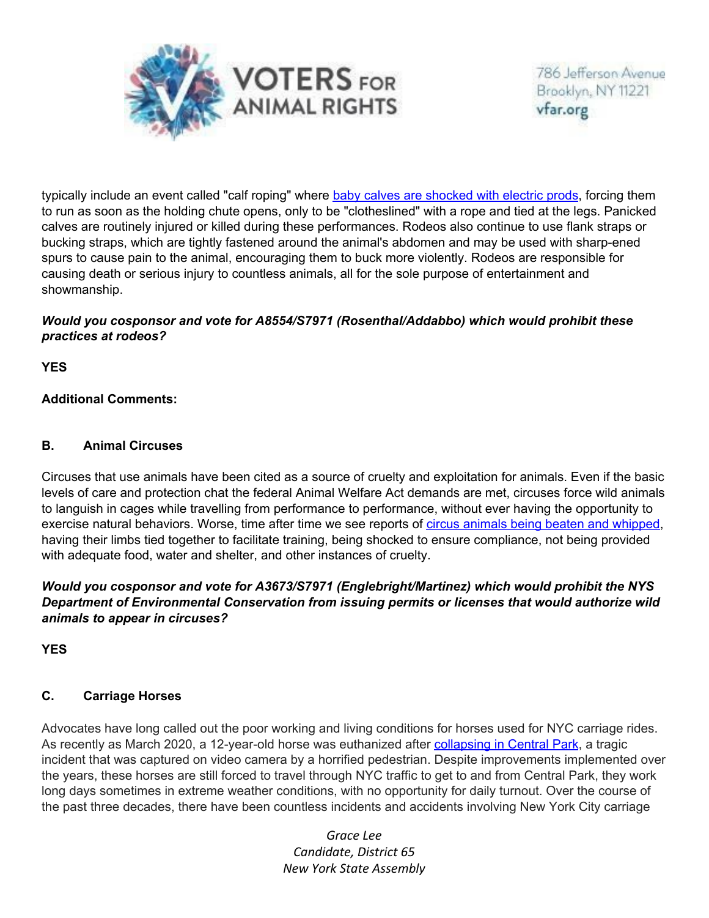typically include an event called "calf roping" where [baby calves are shocked with electric prods](), forcing them to run as soon as the holding chute opens, only to be "clotheslined" with a rope and tied at the legs. Panicked calves are routinely injured or killed during these performances. Rodeos also continue to use flank straps or bucking straps, which are tightly fastened around the animal's abdomen and may be used with sharp-ened spurs to cause pain to the animal, encouraging them to buck more violently. Rodeos are responsible for causing death or serious injury to countless animals, all for the sole purpose of entertainment and showmanship.

***Would you cosponsor and vote for A8554/S7971 (Rosenthal/Addabbo) which would prohibit these practices at rodeos?***

**YES**

**Additional Comments:**

### B. Animal Circuses

Circuses that use animals have been cited as a source of cruelty and exploitation for animals. Even if the basic levels of care and protection chat the federal Animal Welfare Act demands are met, circuses force wild animals to languish in cages while travelling from performance to performance, without ever having the opportunity to exercise natural behaviors. Worse, time after time we see reports of [circus animals being beaten and whipped](), having their limbs tied together to facilitate training, being shocked to ensure compliance, not being provided with adequate food, water and shelter, and other instances of cruelty.

***Would you cosponsor and vote for A3673/S7971 (Englebright/Martinez) which would prohibit the NYS Department of Environmental Conservation from issuing permits or licenses that would authorize wild animals to appear in circuses?***

**YES**

### C. Carriage Horses

Advocates have long called out the poor working and living conditions for horses used for NYC carriage rides. As recently as March 2020, a 12-year-old horse was euthanized after [collapsing in Central Park](), a tragic incident that was captured on video camera by a horrified pedestrian. Despite improvements implemented over the years, these horses are still forced to travel through NYC traffic to get to and from Central Park, they work long days sometimes in extreme weather conditions, with no opportunity for daily turnout. Over the course of the past three decades, there have been countless incidents and accidents involving New York City carriage

*Grace Lee*
*Candidate, District 65*
*New York State Assembly*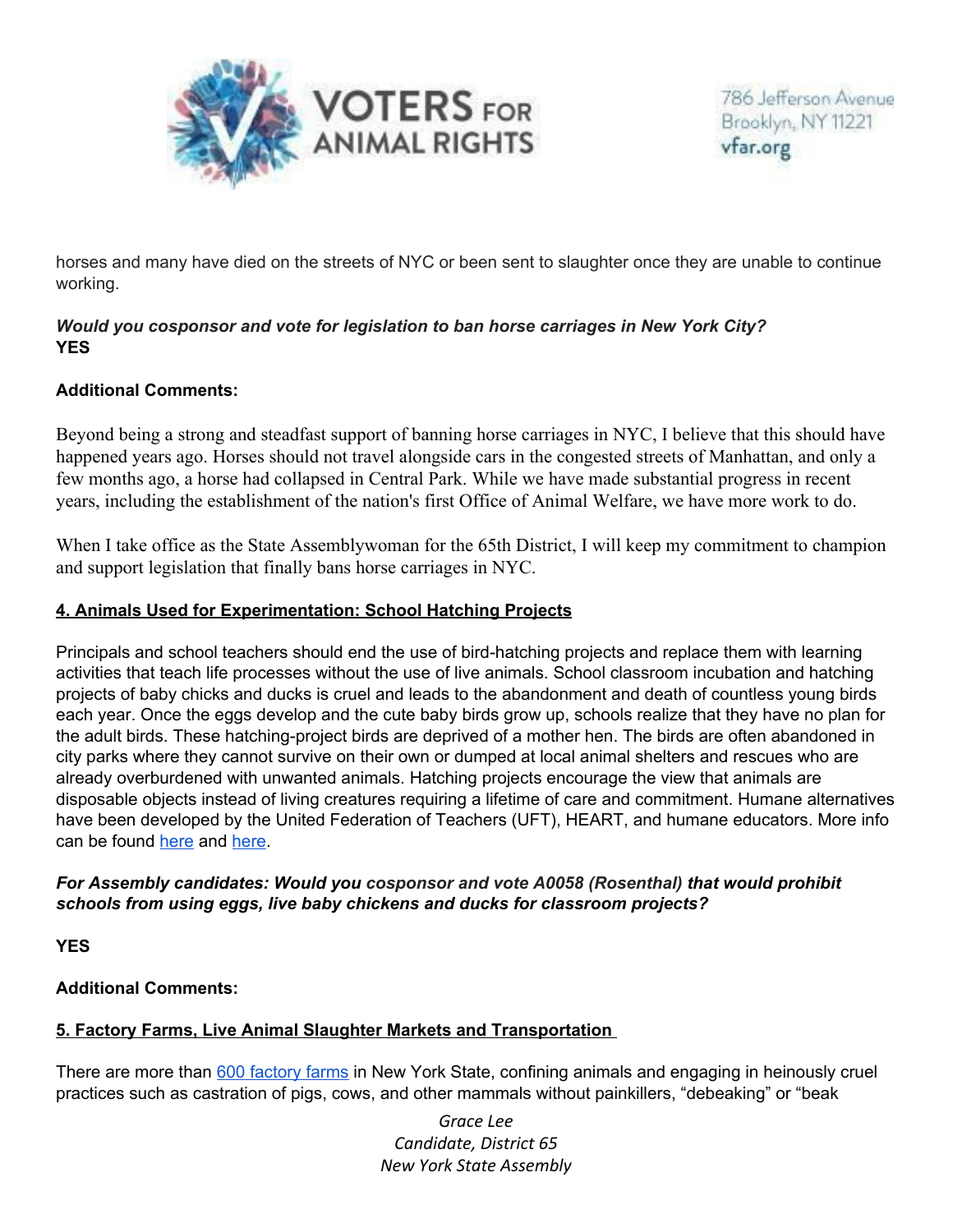horses and many have died on the streets of NYC or been sent to slaughter once they are unable to continue working.

***Would you cosponsor and vote for legislation to ban horse carriages in New York City?***
**YES**

**Additional Comments:**

Beyond being a strong and steadfast support of banning horse carriages in NYC, I believe that this should have happened years ago. Horses should not travel alongside cars in the congested streets of Manhattan, and only a few months ago, a horse had collapsed in Central Park. While we have made substantial progress in recent years, including the establishment of the nation's first Office of Animal Welfare, we have more work to do.

When I take office as the State Assemblywoman for the 65th District, I will keep my commitment to champion and support legislation that finally bans horse carriages in NYC.

## 4. Animals Used for Experimentation: School Hatching Projects

Principals and school teachers should end the use of bird-hatching projects and replace them with learning activities that teach life processes without the use of live animals. School classroom incubation and hatching projects of baby chicks and ducks is cruel and leads to the abandonment and death of countless young birds each year. Once the eggs develop and the cute baby birds grow up, schools realize that they have no plan for the adult birds. These hatching-project birds are deprived of a mother hen. The birds are often abandoned in city parks where they cannot survive on their own or dumped at local animal shelters and rescues who are already overburdened with unwanted animals. Hatching projects encourage the view that animals are disposable objects instead of living creatures requiring a lifetime of care and commitment. Humane alternatives have been developed by the United Federation of Teachers (UFT), HEART, and humane educators. More info can be found here and here.

***For Assembly candidates: Would you cosponsor and vote A0058 (Rosenthal) that would prohibit schools from using eggs, live baby chickens and ducks for classroom projects?***

**YES**

**Additional Comments:**

## 5. Factory Farms, Live Animal Slaughter Markets and Transportation

There are more than 600 factory farms in New York State, confining animals and engaging in heinously cruel practices such as castration of pigs, cows, and other mammals without painkillers, "debeaking" or "beak

*Grace Lee*
*Candidate, District 65*
*New York State Assembly*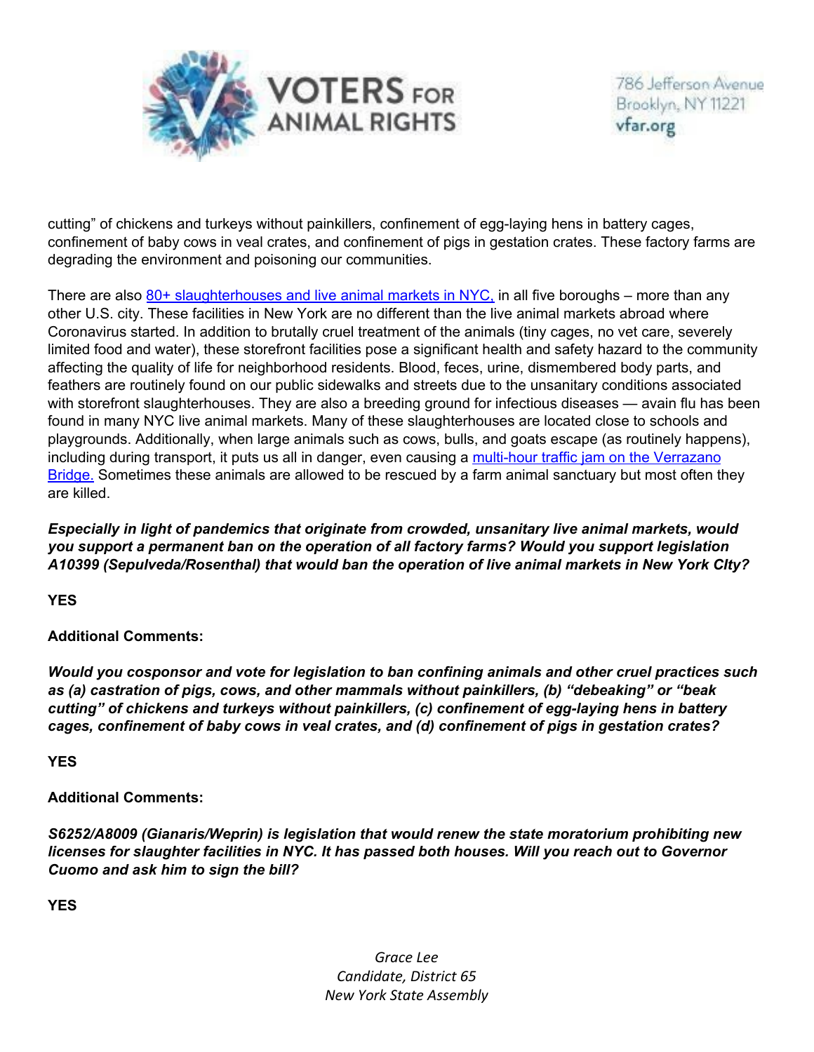cutting" of chickens and turkeys without painkillers, confinement of egg-laying hens in battery cages, confinement of baby cows in veal crates, and confinement of pigs in gestation crates. These factory farms are degrading the environment and poisoning our communities.

There are also [80+ slaughterhouses and live animal markets in NYC,]() in all five boroughs – more than any other U.S. city. These facilities in New York are no different than the live animal markets abroad where Coronavirus started. In addition to brutally cruel treatment of the animals (tiny cages, no vet care, severely limited food and water), these storefront facilities pose a significant health and safety hazard to the community affecting the quality of life for neighborhood residents. Blood, feces, urine, dismembered body parts, and feathers are routinely found on our public sidewalks and streets due to the unsanitary conditions associated with storefront slaughterhouses. They are also a breeding ground for infectious diseases — avain flu has been found in many NYC live animal markets. Many of these slaughterhouses are located close to schools and playgrounds. Additionally, when large animals such as cows, bulls, and goats escape (as routinely happens), including during transport, it puts us all in danger, even causing a [multi-hour traffic jam on the Verrazano Bridge.]() Sometimes these animals are allowed to be rescued by a farm animal sanctuary but most often they are killed.

***Especially in light of pandemics that originate from crowded, unsanitary live animal markets, would you support a permanent ban on the operation of all factory farms? Would you support legislation A10399 (Sepulveda/Rosenthal) that would ban the operation of live animal markets in New York CIty?***

**YES**

**Additional Comments:**

***Would you cosponsor and vote for legislation to ban confining animals and other cruel practices such as (a) castration of pigs, cows, and other mammals without painkillers, (b) "debeaking" or "beak cutting" of chickens and turkeys without painkillers, (c) confinement of egg-laying hens in battery cages, confinement of baby cows in veal crates, and (d) confinement of pigs in gestation crates?***

**YES**

**Additional Comments:**

***S6252/A8009 (Gianaris/Weprin) is legislation that would renew the state moratorium prohibiting new licenses for slaughter facilities in NYC. It has passed both houses. Will you reach out to Governor Cuomo and ask him to sign the bill?***

**YES**

*Grace Lee*
*Candidate, District 65*
*New York State Assembly*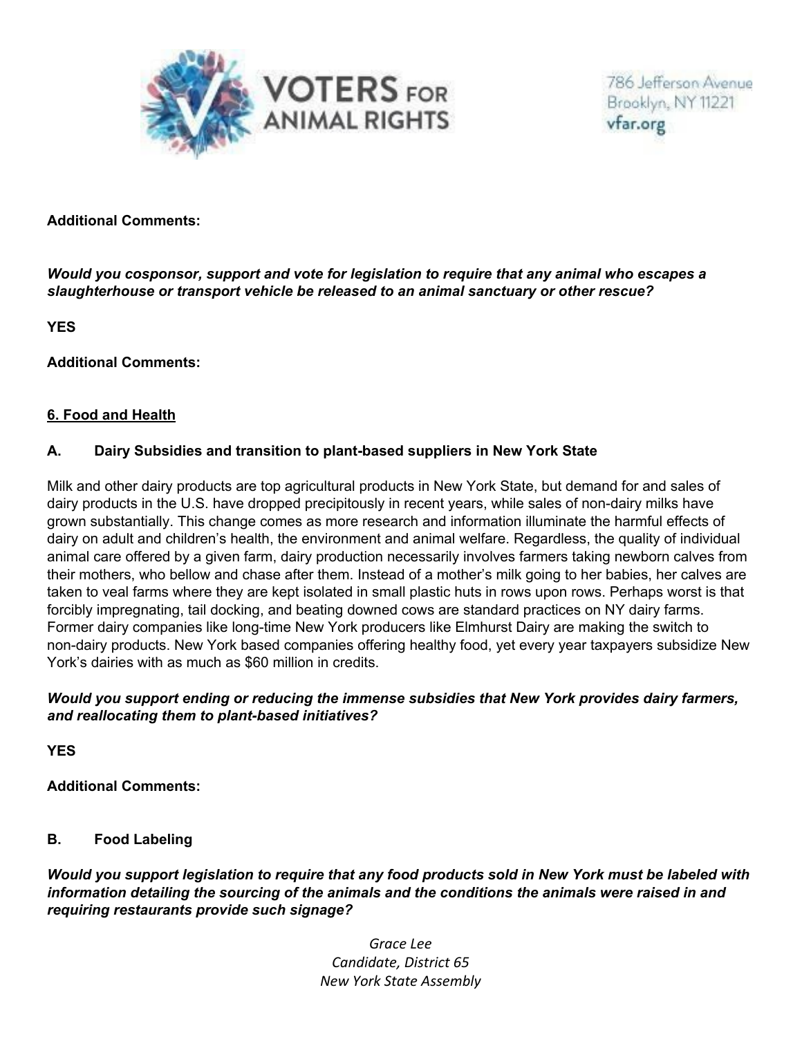**Additional Comments:**

***Would you cosponsor, support and vote for legislation to require that any animal who escapes a slaughterhouse or transport vehicle be released to an animal sanctuary or other rescue?***

**YES**

**Additional Comments:**

## 6. Food and Health

### A. Dairy Subsidies and transition to plant-based suppliers in New York State

Milk and other dairy products are top agricultural products in New York State, but demand for and sales of dairy products in the U.S. have dropped precipitously in recent years, while sales of non-dairy milks have grown substantially. This change comes as more research and information illuminate the harmful effects of dairy on adult and children's health, the environment and animal welfare. Regardless, the quality of individual animal care offered by a given farm, dairy production necessarily involves farmers taking newborn calves from their mothers, who bellow and chase after them. Instead of a mother's milk going to her babies, her calves are taken to veal farms where they are kept isolated in small plastic huts in rows upon rows. Perhaps worst is that forcibly impregnating, tail docking, and beating downed cows are standard practices on NY dairy farms. Former dairy companies like long-time New York producers like Elmhurst Dairy are making the switch to non-dairy products. New York based companies offering healthy food, yet every year taxpayers subsidize New York's dairies with as much as $60 million in credits.

***Would you support ending or reducing the immense subsidies that New York provides dairy farmers, and reallocating them to plant-based initiatives?***

**YES**

**Additional Comments:**

### B. Food Labeling

***Would you support legislation to require that any food products sold in New York must be labeled with information detailing the sourcing of the animals and the conditions the animals were raised in and requiring restaurants provide such signage?***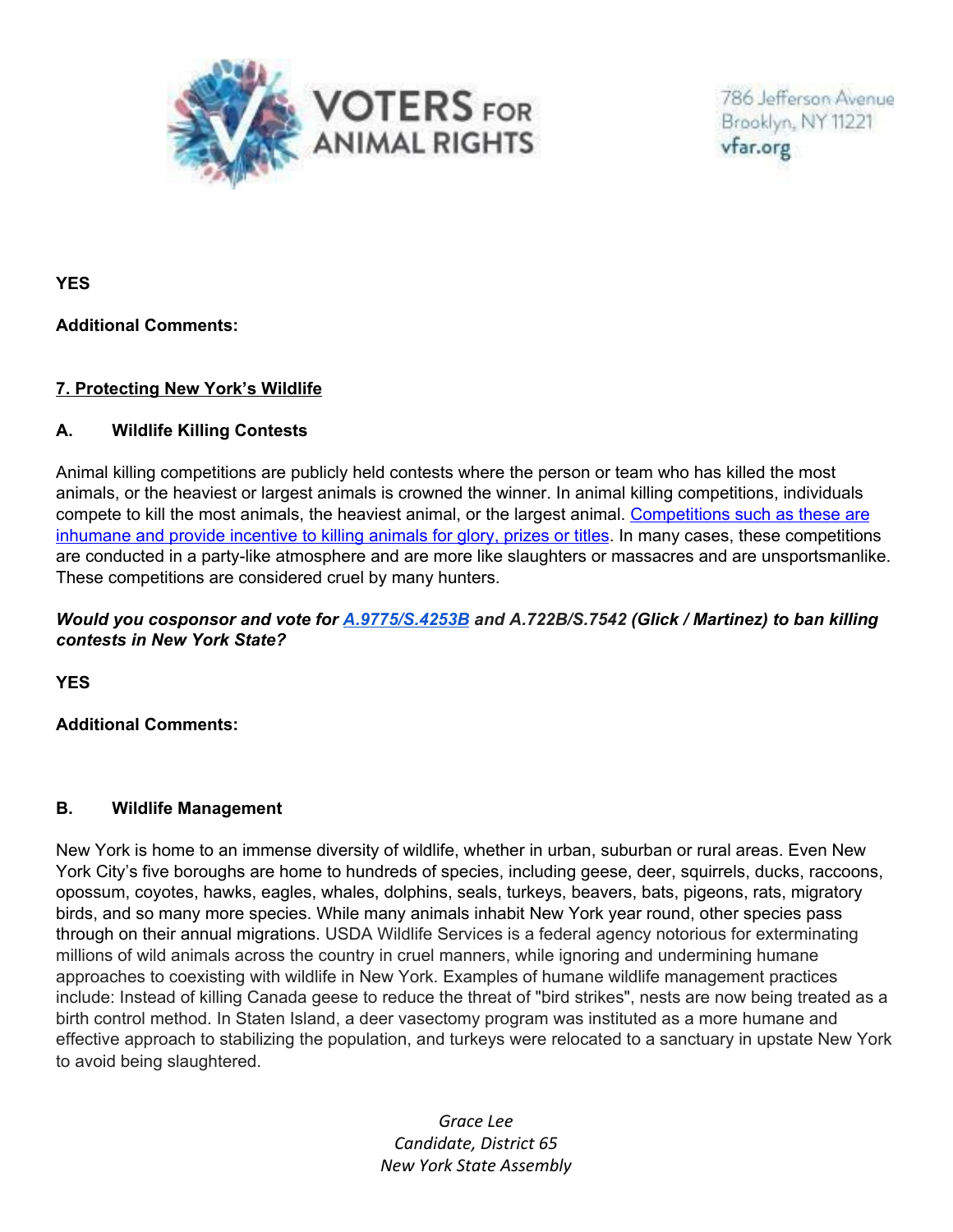**YES**

**Additional Comments:**

## 7. Protecting New York's Wildlife

### A. Wildlife Killing Contests

Animal killing competitions are publicly held contests where the person or team who has killed the most animals, or the heaviest or largest animals is crowned the winner. In animal killing competitions, individuals compete to kill the most animals, the heaviest animal, or the largest animal. [Competitions such as these are inhumane and provide incentive to killing animals for glory, prizes or titles]. In many cases, these competitions are conducted in a party-like atmosphere and are more like slaughters or massacres and are unsportsmanlike. These competitions are considered cruel by many hunters.

***Would you cosponsor and vote for [A.9775/S.4253B] and A.722B/S.7542 (Glick / Martinez) to ban killing contests in New York State?***

**YES**

**Additional Comments:**

### B. Wildlife Management

New York is home to an immense diversity of wildlife, whether in urban, suburban or rural areas. Even New York City's five boroughs are home to hundreds of species, including geese, deer, squirrels, ducks, raccoons, opossum, coyotes, hawks, eagles, whales, dolphins, seals, turkeys, beavers, bats, pigeons, rats, migratory birds, and so many more species. While many animals inhabit New York year round, other species pass through on their annual migrations. USDA Wildlife Services is a federal agency notorious for exterminating millions of wild animals across the country in cruel manners, while ignoring and undermining humane approaches to coexisting with wildlife in New York. Examples of humane wildlife management practices include: Instead of killing Canada geese to reduce the threat of "bird strikes", nests are now being treated as a birth control method. In Staten Island, a deer vasectomy program was instituted as a more humane and effective approach to stabilizing the population, and turkeys were relocated to a sanctuary in upstate New York to avoid being slaughtered.

*Grace Lee*
*Candidate, District 65*
*New York State Assembly*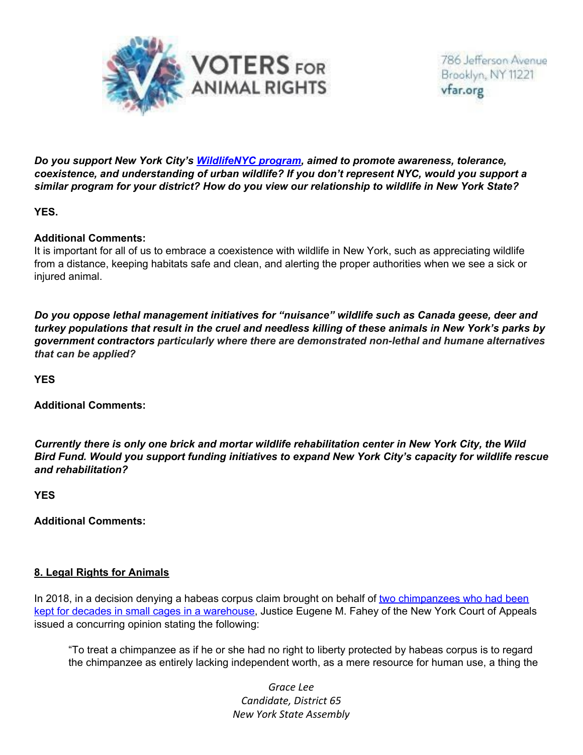***Do you support New York City's [WildlifeNYC program](), aimed to promote awareness, tolerance, coexistence, and understanding of urban wildlife? If you don't represent NYC, would you support a similar program for your district? How do you view our relationship to wildlife in New York State?***

**YES.**

**Additional Comments:**
It is important for all of us to embrace a coexistence with wildlife in New York, such as appreciating wildlife from a distance, keeping habitats safe and clean, and alerting the proper authorities when we see a sick or injured animal.

***Do you oppose lethal management initiatives for "nuisance" wildlife such as Canada geese, deer and turkey populations that result in the cruel and needless killing of these animals in New York's parks by government contractors particularly where there are demonstrated non-lethal and humane alternatives that can be applied?***

**YES**

**Additional Comments:**

***Currently there is only one brick and mortar wildlife rehabilitation center in New York City, the Wild Bird Fund. Would you support funding initiatives to expand New York City's capacity for wildlife rescue and rehabilitation?***

**YES**

**Additional Comments:**

## 8. Legal Rights for Animals

In 2018, in a decision denying a habeas corpus claim brought on behalf of [two chimpanzees who had been kept for decades in small cages in a warehouse](), Justice Eugene M. Fahey of the New York Court of Appeals issued a concurring opinion stating the following:

> "To treat a chimpanzee as if he or she had no right to liberty protected by habeas corpus is to regard the chimpanzee as entirely lacking independent worth, as a mere resource for human use, a thing the

*Grace Lee*
*Candidate, District 65*
*New York State Assembly*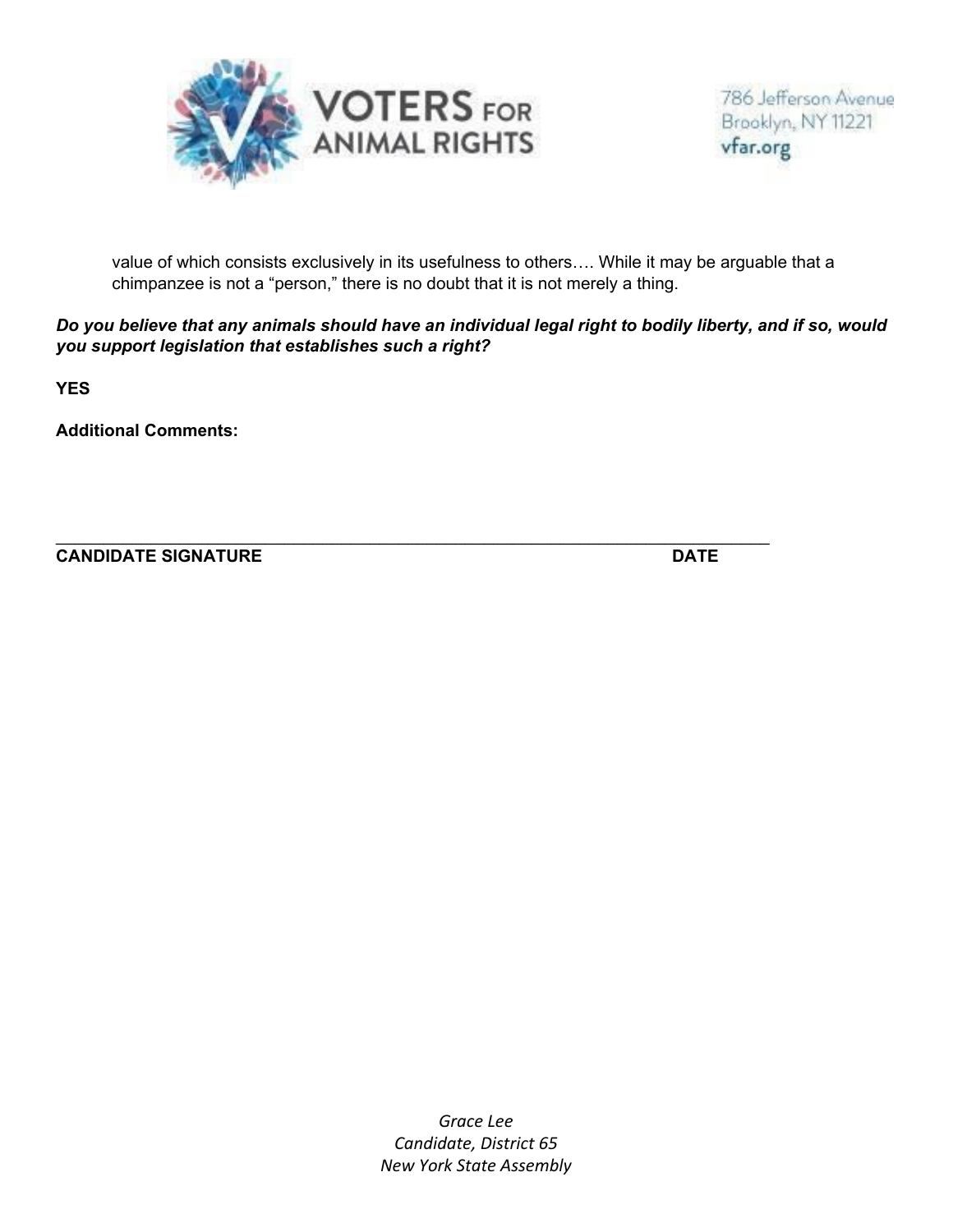value of which consists exclusively in its usefulness to others…. While it may be arguable that a chimpanzee is not a "person," there is no doubt that it is not merely a thing.

***Do you believe that any animals should have an individual legal right to bodily liberty, and if so, would you support legislation that establishes such a right?***

**YES**

**Additional Comments:**

\_\_\_\_\_\_\_\_\_\_\_\_\_\_\_\_\_\_\_\_\_\_\_\_\_\_\_\_\_\_\_\_\_\_\_\_\_\_\_\_\_\_\_\_\_\_\_\_\_\_\_\_\_\_\_\_\_\_\_\_\_\_\_\_\_\_\_\_\_\_\_\_

**CANDIDATE SIGNATURE** **DATE**

*Grace Lee*
*Candidate, District 65*
*New York State Assembly*